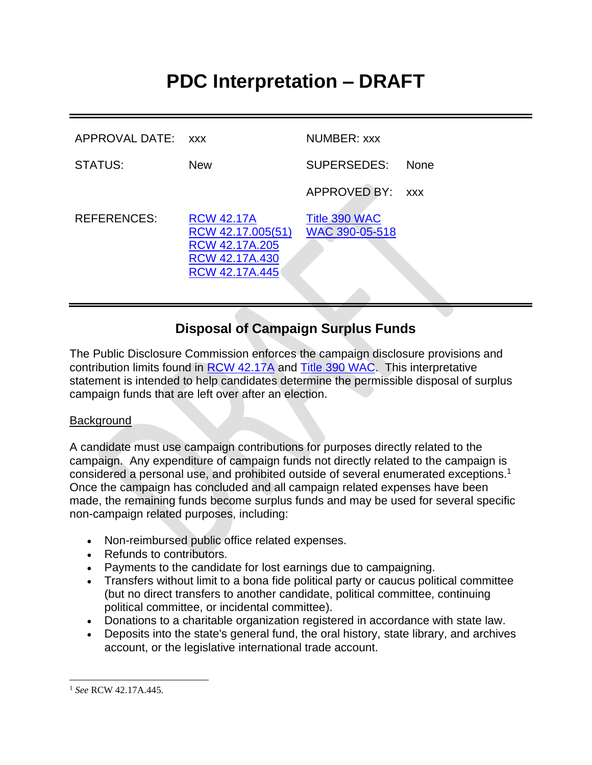# PDC Interpretation – DRAFT

| APPROVAL DATE: | xxx | NUMBER: xxx | |
|---|---|---|---|
| STATUS: | New | SUPERSEDES: | None |
| | | APPROVED BY: | xxx |
| REFERENCES: | RCW 42.17A<br>RCW 42.17.005(51)<br>RCW 42.17A.205<br>RCW 42.17A.430<br>RCW 42.17A.445 | Title 390 WAC<br>WAC 390-05-518 | |

## Disposal of Campaign Surplus Funds

The Public Disclosure Commission enforces the campaign disclosure provisions and contribution limits found in RCW 42.17A and Title 390 WAC. This interpretative statement is intended to help candidates determine the permissible disposal of surplus campaign funds that are left over after an election.

Background

A candidate must use campaign contributions for purposes directly related to the campaign. Any expenditure of campaign funds not directly related to the campaign is considered a personal use, and prohibited outside of several enumerated exceptions.[1] Once the campaign has concluded and all campaign related expenses have been made, the remaining funds become surplus funds and may be used for several specific non-campaign related purposes, including:

- Non-reimbursed public office related expenses.
- Refunds to contributors.
- Payments to the candidate for lost earnings due to campaigning.
- Transfers without limit to a bona fide political party or caucus political committee (but no direct transfers to another candidate, political committee, continuing political committee, or incidental committee).
- Donations to a charitable organization registered in accordance with state law.
- Deposits into the state's general fund, the oral history, state library, and archives account, or the legislative international trade account.

---

[1] *See* RCW 42.17A.445.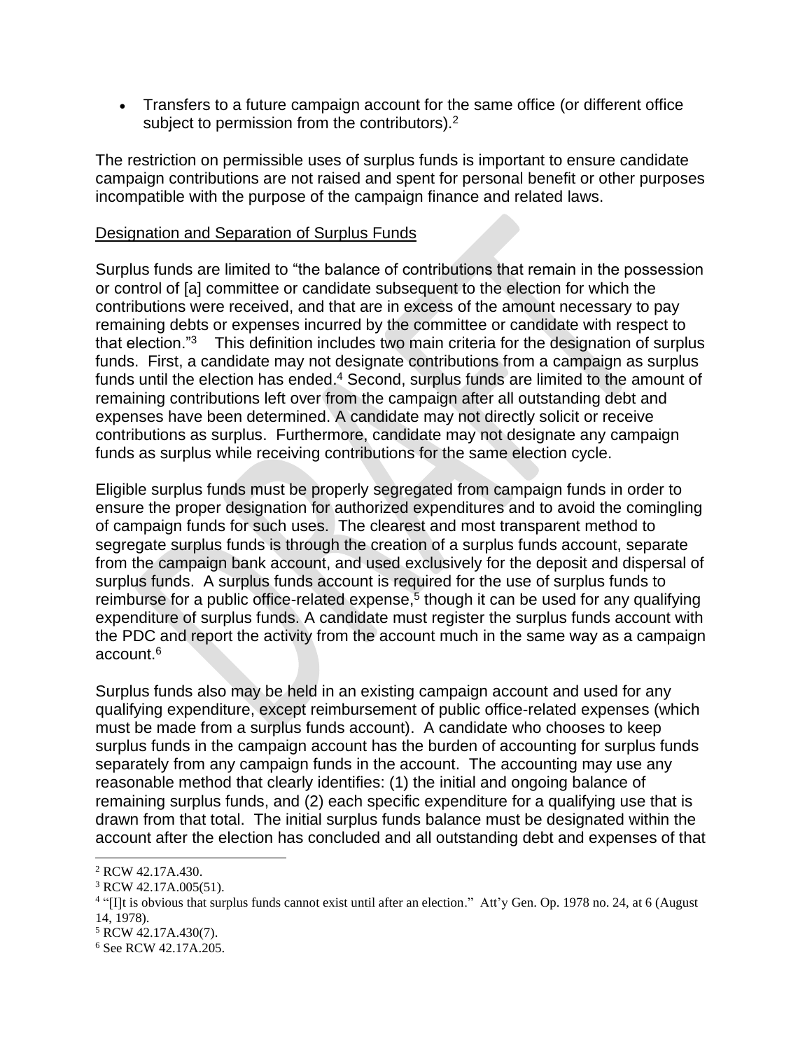- Transfers to a future campaign account for the same office (or different office subject to permission from the contributors).[2]

The restriction on permissible uses of surplus funds is important to ensure candidate campaign contributions are not raised and spent for personal benefit or other purposes incompatible with the purpose of the campaign finance and related laws.

Designation and Separation of Surplus Funds

Surplus funds are limited to "the balance of contributions that remain in the possession or control of [a] committee or candidate subsequent to the election for which the contributions were received, and that are in excess of the amount necessary to pay remaining debts or expenses incurred by the committee or candidate with respect to that election."[3] This definition includes two main criteria for the designation of surplus funds. First, a candidate may not designate contributions from a campaign as surplus funds until the election has ended.[4] Second, surplus funds are limited to the amount of remaining contributions left over from the campaign after all outstanding debt and expenses have been determined. A candidate may not directly solicit or receive contributions as surplus. Furthermore, candidate may not designate any campaign funds as surplus while receiving contributions for the same election cycle.

Eligible surplus funds must be properly segregated from campaign funds in order to ensure the proper designation for authorized expenditures and to avoid the comingling of campaign funds for such uses. The clearest and most transparent method to segregate surplus funds is through the creation of a surplus funds account, separate from the campaign bank account, and used exclusively for the deposit and dispersal of surplus funds. A surplus funds account is required for the use of surplus funds to reimburse for a public office-related expense,[5] though it can be used for any qualifying expenditure of surplus funds. A candidate must register the surplus funds account with the PDC and report the activity from the account much in the same way as a campaign account.[6]

Surplus funds also may be held in an existing campaign account and used for any qualifying expenditure, except reimbursement of public office-related expenses (which must be made from a surplus funds account). A candidate who chooses to keep surplus funds in the campaign account has the burden of accounting for surplus funds separately from any campaign funds in the account. The accounting may use any reasonable method that clearly identifies: (1) the initial and ongoing balance of remaining surplus funds, and (2) each specific expenditure for a qualifying use that is drawn from that total. The initial surplus funds balance must be designated within the account after the election has concluded and all outstanding debt and expenses of that

[2] RCW 42.17A.430.

[3] RCW 42.17A.005(51).

[4] "[I]t is obvious that surplus funds cannot exist until after an election." Att'y Gen. Op. 1978 no. 24, at 6 (August 14, 1978).

[5] RCW 42.17A.430(7).

[6] See RCW 42.17A.205.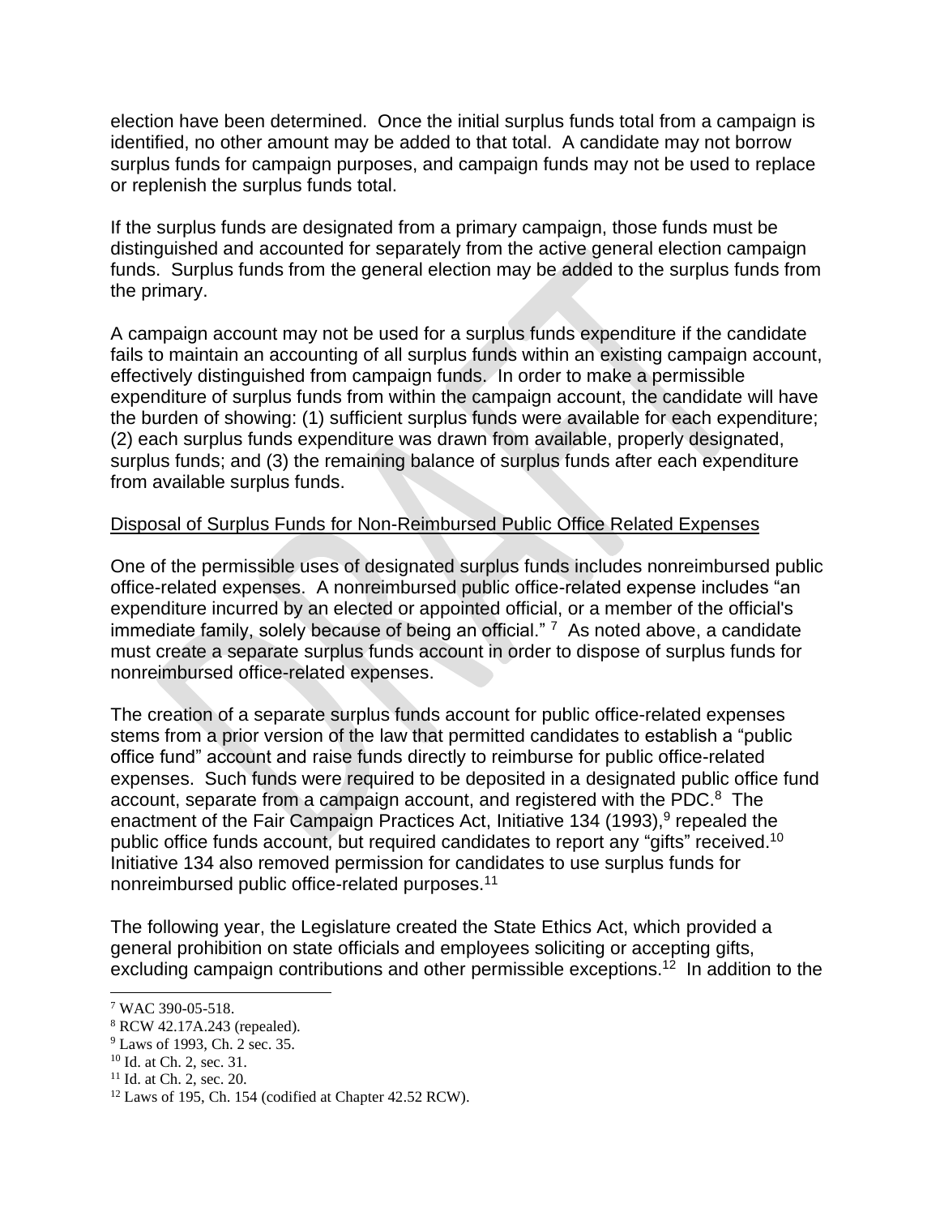election have been determined. Once the initial surplus funds total from a campaign is identified, no other amount may be added to that total. A candidate may not borrow surplus funds for campaign purposes, and campaign funds may not be used to replace or replenish the surplus funds total.

If the surplus funds are designated from a primary campaign, those funds must be distinguished and accounted for separately from the active general election campaign funds. Surplus funds from the general election may be added to the surplus funds from the primary.

A campaign account may not be used for a surplus funds expenditure if the candidate fails to maintain an accounting of all surplus funds within an existing campaign account, effectively distinguished from campaign funds. In order to make a permissible expenditure of surplus funds from within the campaign account, the candidate will have the burden of showing: (1) sufficient surplus funds were available for each expenditure; (2) each surplus funds expenditure was drawn from available, properly designated, surplus funds; and (3) the remaining balance of surplus funds after each expenditure from available surplus funds.

Disposal of Surplus Funds for Non-Reimbursed Public Office Related Expenses

One of the permissible uses of designated surplus funds includes nonreimbursed public office-related expenses. A nonreimbursed public office-related expense includes "an expenditure incurred by an elected or appointed official, or a member of the official's immediate family, solely because of being an official." [7] As noted above, a candidate must create a separate surplus funds account in order to dispose of surplus funds for nonreimbursed office-related expenses.

The creation of a separate surplus funds account for public office-related expenses stems from a prior version of the law that permitted candidates to establish a "public office fund" account and raise funds directly to reimburse for public office-related expenses. Such funds were required to be deposited in a designated public office fund account, separate from a campaign account, and registered with the PDC.[8] The enactment of the Fair Campaign Practices Act, Initiative 134 (1993),[9] repealed the public office funds account, but required candidates to report any "gifts" received.[10] Initiative 134 also removed permission for candidates to use surplus funds for nonreimbursed public office-related purposes.[11]

The following year, the Legislature created the State Ethics Act, which provided a general prohibition on state officials and employees soliciting or accepting gifts, excluding campaign contributions and other permissible exceptions.[12] In addition to the

[7] WAC 390-05-518.
[8] RCW 42.17A.243 (repealed).
[9] Laws of 1993, Ch. 2 sec. 35.
[10] Id. at Ch. 2, sec. 31.
[11] Id. at Ch. 2, sec. 20.
[12] Laws of 195, Ch. 154 (codified at Chapter 42.52 RCW).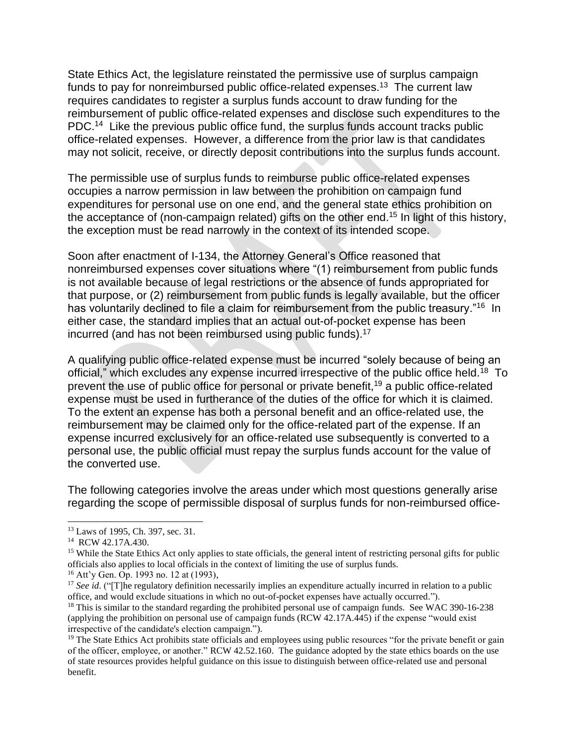State Ethics Act, the legislature reinstated the permissive use of surplus campaign funds to pay for nonreimbursed public office-related expenses.[13] The current law requires candidates to register a surplus funds account to draw funding for the reimbursement of public office-related expenses and disclose such expenditures to the PDC.[14] Like the previous public office fund, the surplus funds account tracks public office-related expenses. However, a difference from the prior law is that candidates may not solicit, receive, or directly deposit contributions into the surplus funds account.

The permissible use of surplus funds to reimburse public office-related expenses occupies a narrow permission in law between the prohibition on campaign fund expenditures for personal use on one end, and the general state ethics prohibition on the acceptance of (non-campaign related) gifts on the other end.[15] In light of this history, the exception must be read narrowly in the context of its intended scope.

Soon after enactment of I-134, the Attorney General's Office reasoned that nonreimbursed expenses cover situations where "(1) reimbursement from public funds is not available because of legal restrictions or the absence of funds appropriated for that purpose, or (2) reimbursement from public funds is legally available, but the officer has voluntarily declined to file a claim for reimbursement from the public treasury."[16] In either case, the standard implies that an actual out-of-pocket expense has been incurred (and has not been reimbursed using public funds).[17]

A qualifying public office-related expense must be incurred "solely because of being an official," which excludes any expense incurred irrespective of the public office held.[18] To prevent the use of public office for personal or private benefit,[19] a public office-related expense must be used in furtherance of the duties of the office for which it is claimed. To the extent an expense has both a personal benefit and an office-related use, the reimbursement may be claimed only for the office-related part of the expense. If an expense incurred exclusively for an office-related use subsequently is converted to a personal use, the public official must repay the surplus funds account for the value of the converted use.

The following categories involve the areas under which most questions generally arise regarding the scope of permissible disposal of surplus funds for non-reimbursed office-

---

[13] Laws of 1995, Ch. 397, sec. 31.

[14] RCW 42.17A.430.

[15] While the State Ethics Act only applies to state officials, the general intent of restricting personal gifts for public officials also applies to local officials in the context of limiting the use of surplus funds.

[16] Att'y Gen. Op. 1993 no. 12 at (1993),

[17] *See id*. ("[T]he regulatory definition necessarily implies an expenditure actually incurred in relation to a public office, and would exclude situations in which no out-of-pocket expenses have actually occurred.").

[18] This is similar to the standard regarding the prohibited personal use of campaign funds. See WAC 390-16-238 (applying the prohibition on personal use of campaign funds (RCW 42.17A.445) if the expense "would exist irrespective of the candidate's election campaign.").

[19] The State Ethics Act prohibits state officials and employees using public resources "for the private benefit or gain of the officer, employee, or another." RCW 42.52.160. The guidance adopted by the state ethics boards on the use of state resources provides helpful guidance on this issue to distinguish between office-related use and personal benefit.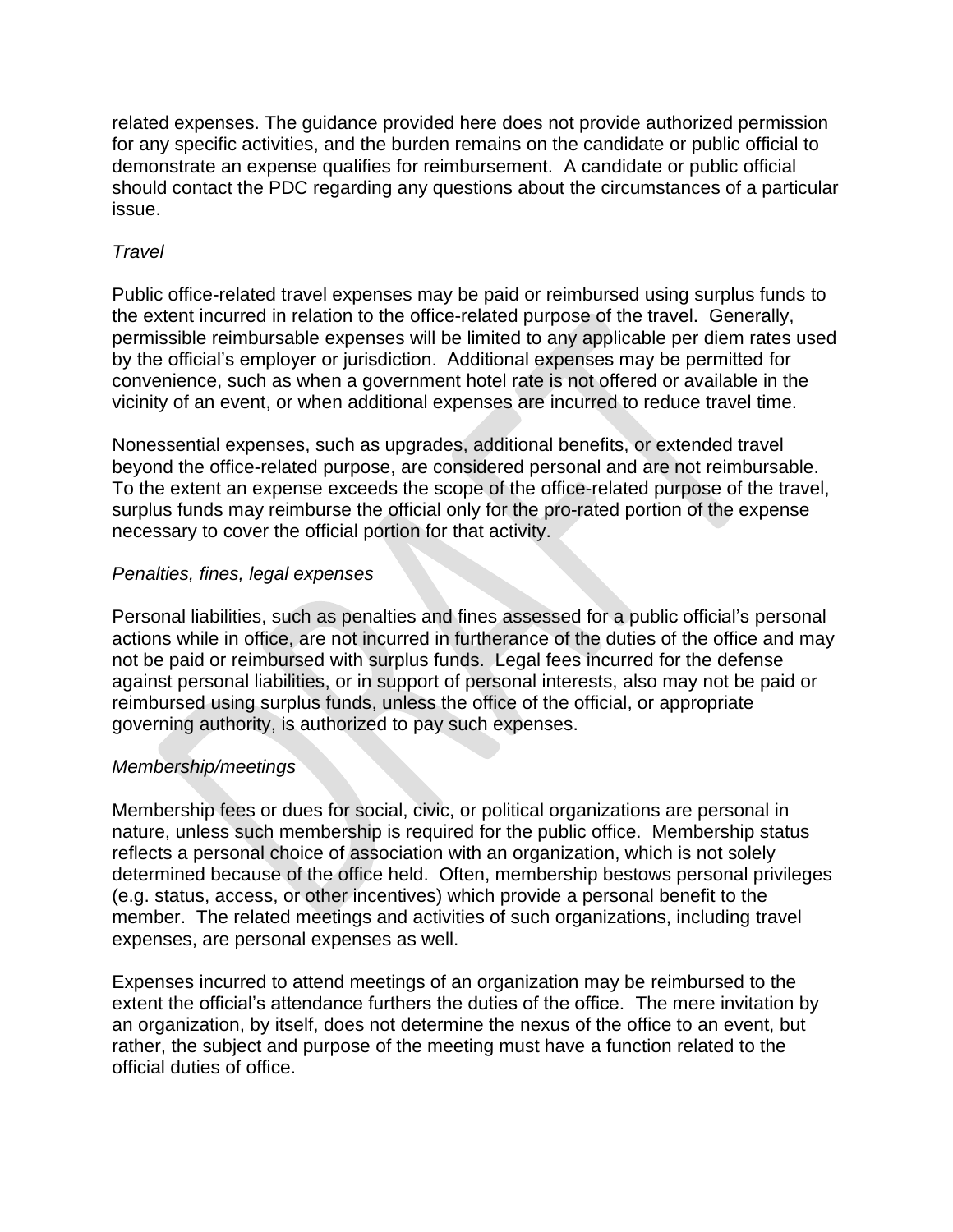related expenses. The guidance provided here does not provide authorized permission for any specific activities, and the burden remains on the candidate or public official to demonstrate an expense qualifies for reimbursement. A candidate or public official should contact the PDC regarding any questions about the circumstances of a particular issue.

*Travel*

Public office-related travel expenses may be paid or reimbursed using surplus funds to the extent incurred in relation to the office-related purpose of the travel. Generally, permissible reimbursable expenses will be limited to any applicable per diem rates used by the official's employer or jurisdiction. Additional expenses may be permitted for convenience, such as when a government hotel rate is not offered or available in the vicinity of an event, or when additional expenses are incurred to reduce travel time.

Nonessential expenses, such as upgrades, additional benefits, or extended travel beyond the office-related purpose, are considered personal and are not reimbursable. To the extent an expense exceeds the scope of the office-related purpose of the travel, surplus funds may reimburse the official only for the pro-rated portion of the expense necessary to cover the official portion for that activity.

*Penalties, fines, legal expenses*

Personal liabilities, such as penalties and fines assessed for a public official's personal actions while in office, are not incurred in furtherance of the duties of the office and may not be paid or reimbursed with surplus funds. Legal fees incurred for the defense against personal liabilities, or in support of personal interests, also may not be paid or reimbursed using surplus funds, unless the office of the official, or appropriate governing authority, is authorized to pay such expenses.

*Membership/meetings*

Membership fees or dues for social, civic, or political organizations are personal in nature, unless such membership is required for the public office. Membership status reflects a personal choice of association with an organization, which is not solely determined because of the office held. Often, membership bestows personal privileges (e.g. status, access, or other incentives) which provide a personal benefit to the member. The related meetings and activities of such organizations, including travel expenses, are personal expenses as well.

Expenses incurred to attend meetings of an organization may be reimbursed to the extent the official's attendance furthers the duties of the office. The mere invitation by an organization, by itself, does not determine the nexus of the office to an event, but rather, the subject and purpose of the meeting must have a function related to the official duties of office.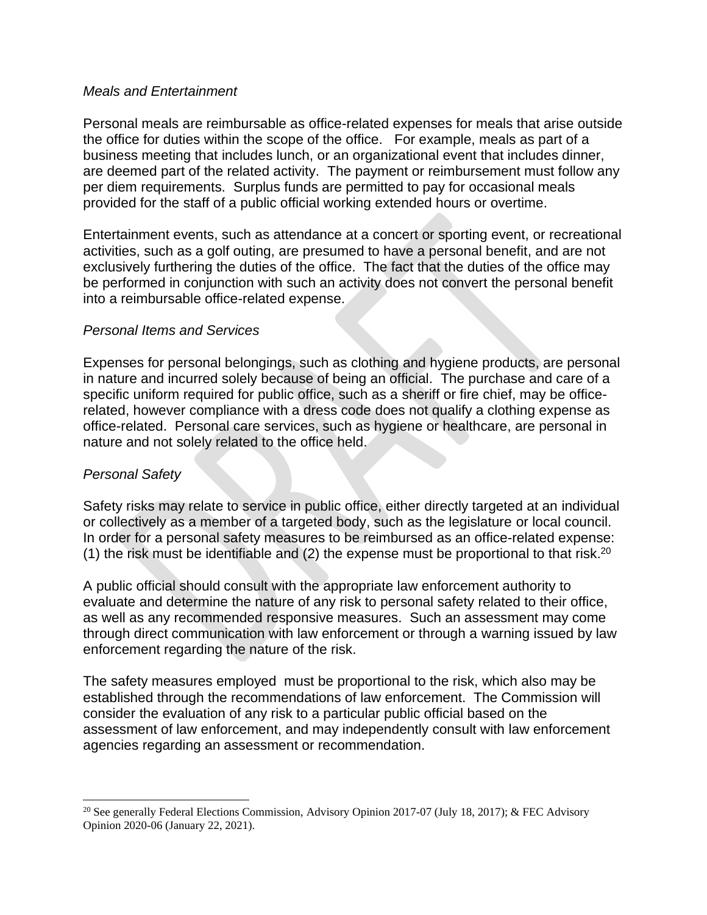*Meals and Entertainment*

Personal meals are reimbursable as office-related expenses for meals that arise outside the office for duties within the scope of the office. For example, meals as part of a business meeting that includes lunch, or an organizational event that includes dinner, are deemed part of the related activity. The payment or reimbursement must follow any per diem requirements. Surplus funds are permitted to pay for occasional meals provided for the staff of a public official working extended hours or overtime.

Entertainment events, such as attendance at a concert or sporting event, or recreational activities, such as a golf outing, are presumed to have a personal benefit, and are not exclusively furthering the duties of the office. The fact that the duties of the office may be performed in conjunction with such an activity does not convert the personal benefit into a reimbursable office-related expense.

*Personal Items and Services*

Expenses for personal belongings, such as clothing and hygiene products, are personal in nature and incurred solely because of being an official. The purchase and care of a specific uniform required for public office, such as a sheriff or fire chief, may be office-related, however compliance with a dress code does not qualify a clothing expense as office-related. Personal care services, such as hygiene or healthcare, are personal in nature and not solely related to the office held.

*Personal Safety*

Safety risks may relate to service in public office, either directly targeted at an individual or collectively as a member of a targeted body, such as the legislature or local council. In order for a personal safety measures to be reimbursed as an office-related expense: (1) the risk must be identifiable and (2) the expense must be proportional to that risk.[20]

A public official should consult with the appropriate law enforcement authority to evaluate and determine the nature of any risk to personal safety related to their office, as well as any recommended responsive measures. Such an assessment may come through direct communication with law enforcement or through a warning issued by law enforcement regarding the nature of the risk.

The safety measures employed must be proportional to the risk, which also may be established through the recommendations of law enforcement. The Commission will consider the evaluation of any risk to a particular public official based on the assessment of law enforcement, and may independently consult with law enforcement agencies regarding an assessment or recommendation.

---

[20] See generally Federal Elections Commission, Advisory Opinion 2017-07 (July 18, 2017); & FEC Advisory Opinion 2020-06 (January 22, 2021).